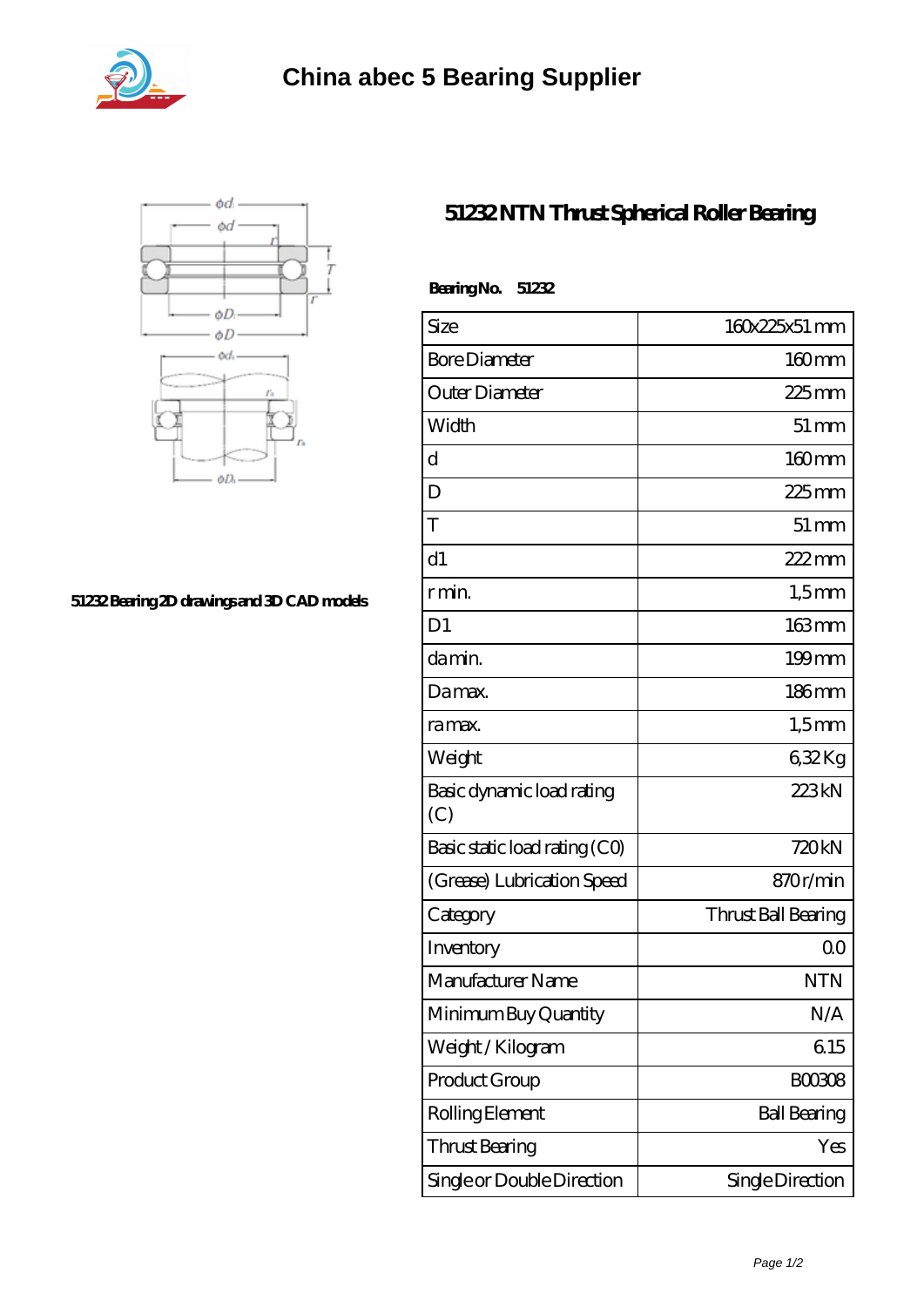# China abec 5 Bearing Supplier

## 51232 NTN Thrust Spherical Roller Bearing

51232 Bearing 2D drawings and 3D CAD models

**Bearing No. 51232**

| Size | 160x225x51 mm |
|---|---|
| Bore Diameter | 160 mm |
| Outer Diameter | 225 mm |
| Width | 51 mm |
| d | 160 mm |
| D | 225 mm |
| T | 51 mm |
| d1 | 222 mm |
| r min. | 1,5 mm |
| D1 | 163 mm |
| da min. | 199 mm |
| Da max. | 186 mm |
| ra max. | 1,5 mm |
| Weight | 6,32 Kg |
| Basic dynamic load rating (C) | 223 kN |
| Basic static load rating (C0) | 720 kN |
| (Grease) Lubrication Speed | 870 r/min |
| Category | Thrust Ball Bearing |
| Inventory | 0.0 |
| Manufacturer Name | NTN |
| Minimum Buy Quantity | N/A |
| Weight / Kilogram | 6.15 |
| Product Group | B00308 |
| Rolling Element | Ball Bearing |
| Thrust Bearing | Yes |
| Single or Double Direction | Single Direction |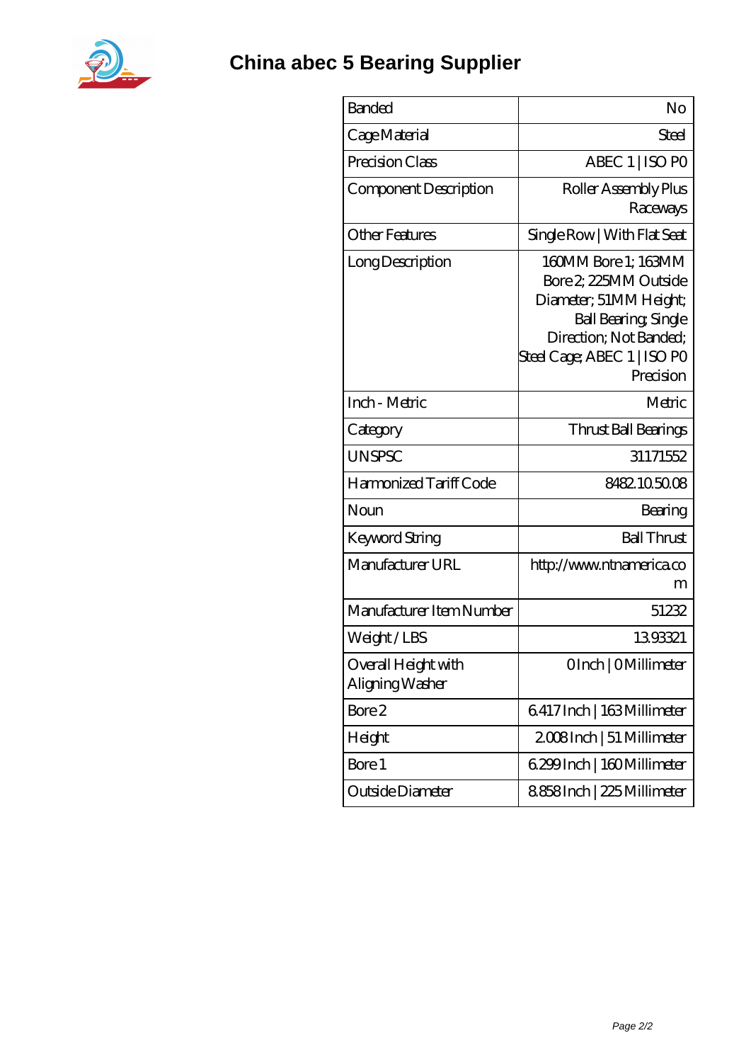# China abec 5 Bearing Supplier

| | |
|---|---|
| Banded | No |
| Cage Material | Steel |
| Precision Class | ABEC 1 \| ISO P0 |
| Component Description | Roller Assembly Plus Raceways |
| Other Features | Single Row \| With Flat Seat |
| Long Description | 160MM Bore 1; 163MM Bore 2; 225MM Outside Diameter; 51MM Height; Ball Bearing; Single Direction; Not Banded; Steel Cage; ABEC 1 \| ISO P0 Precision |
| Inch - Metric | Metric |
| Category | Thrust Ball Bearings |
| UNSPSC | 31171552 |
| Harmonized Tariff Code | 8482.10.50.08 |
| Noun | Bearing |
| Keyword String | Ball Thrust |
| Manufacturer URL | http://www.ntnamerica.com |
| Manufacturer Item Number | 51232 |
| Weight / LBS | 13.93321 |
| Overall Height with Aligning Washer | 0 Inch \| 0 Millimeter |
| Bore 2 | 6.417 Inch \| 163 Millimeter |
| Height | 2.008 Inch \| 51 Millimeter |
| Bore 1 | 6.299 Inch \| 160 Millimeter |
| Outside Diameter | 8.858 Inch \| 225 Millimeter |